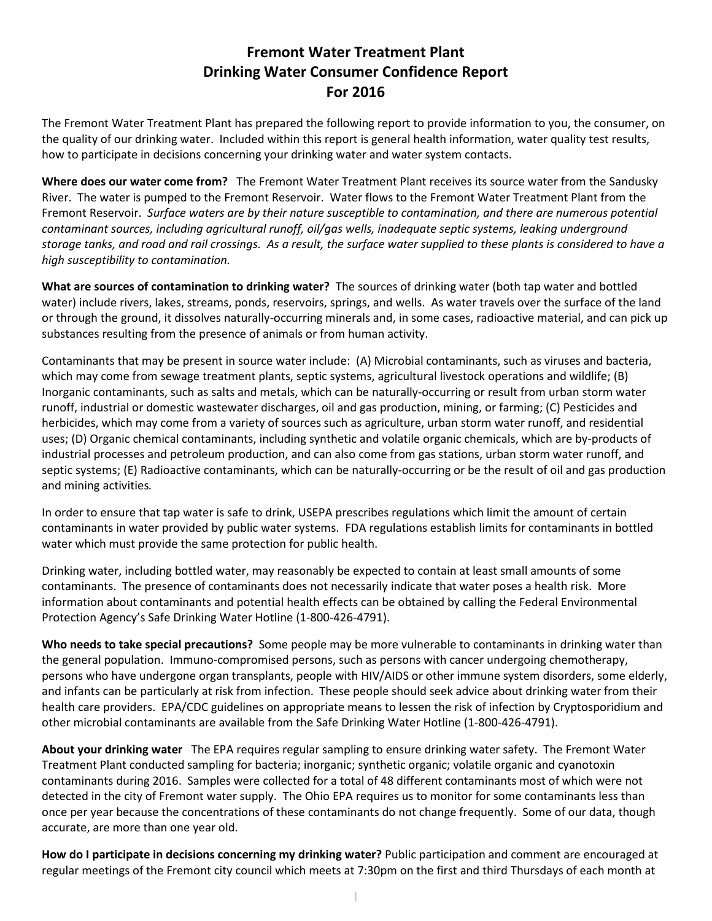# Fremont Water Treatment Plant
# Drinking Water Consumer Confidence Report
# For 2016

The Fremont Water Treatment Plant has prepared the following report to provide information to you, the consumer, on the quality of our drinking water. Included within this report is general health information, water quality test results, how to participate in decisions concerning your drinking water and water system contacts.

**Where does our water come from?** The Fremont Water Treatment Plant receives its source water from the Sandusky River. The water is pumped to the Fremont Reservoir. Water flows to the Fremont Water Treatment Plant from the Fremont Reservoir. *Surface waters are by their nature susceptible to contamination, and there are numerous potential contaminant sources, including agricultural runoff, oil/gas wells, inadequate septic systems, leaking underground storage tanks, and road and rail crossings. As a result, the surface water supplied to these plants is considered to have a high susceptibility to contamination.*

**What are sources of contamination to drinking water?** The sources of drinking water (both tap water and bottled water) include rivers, lakes, streams, ponds, reservoirs, springs, and wells. As water travels over the surface of the land or through the ground, it dissolves naturally-occurring minerals and, in some cases, radioactive material, and can pick up substances resulting from the presence of animals or from human activity.

Contaminants that may be present in source water include: (A) Microbial contaminants, such as viruses and bacteria, which may come from sewage treatment plants, septic systems, agricultural livestock operations and wildlife; (B) Inorganic contaminants, such as salts and metals, which can be naturally-occurring or result from urban storm water runoff, industrial or domestic wastewater discharges, oil and gas production, mining, or farming; (C) Pesticides and herbicides, which may come from a variety of sources such as agriculture, urban storm water runoff, and residential uses; (D) Organic chemical contaminants, including synthetic and volatile organic chemicals, which are by-products of industrial processes and petroleum production, and can also come from gas stations, urban storm water runoff, and septic systems; (E) Radioactive contaminants, which can be naturally-occurring or be the result of oil and gas production and mining activities.

In order to ensure that tap water is safe to drink, USEPA prescribes regulations which limit the amount of certain contaminants in water provided by public water systems. FDA regulations establish limits for contaminants in bottled water which must provide the same protection for public health.

Drinking water, including bottled water, may reasonably be expected to contain at least small amounts of some contaminants. The presence of contaminants does not necessarily indicate that water poses a health risk. More information about contaminants and potential health effects can be obtained by calling the Federal Environmental Protection Agency's Safe Drinking Water Hotline (1-800-426-4791).

**Who needs to take special precautions?** Some people may be more vulnerable to contaminants in drinking water than the general population. Immuno-compromised persons, such as persons with cancer undergoing chemotherapy, persons who have undergone organ transplants, people with HIV/AIDS or other immune system disorders, some elderly, and infants can be particularly at risk from infection. These people should seek advice about drinking water from their health care providers. EPA/CDC guidelines on appropriate means to lessen the risk of infection by Cryptosporidium and other microbial contaminants are available from the Safe Drinking Water Hotline (1-800-426-4791).

**About your drinking water** The EPA requires regular sampling to ensure drinking water safety. The Fremont Water Treatment Plant conducted sampling for bacteria; inorganic; synthetic organic; volatile organic and cyanotoxin contaminants during 2016. Samples were collected for a total of 48 different contaminants most of which were not detected in the city of Fremont water supply. The Ohio EPA requires us to monitor for some contaminants less than once per year because the concentrations of these contaminants do not change frequently. Some of our data, though accurate, are more than one year old.

**How do I participate in decisions concerning my drinking water?** Public participation and comment are encouraged at regular meetings of the Fremont city council which meets at 7:30pm on the first and third Thursdays of each month at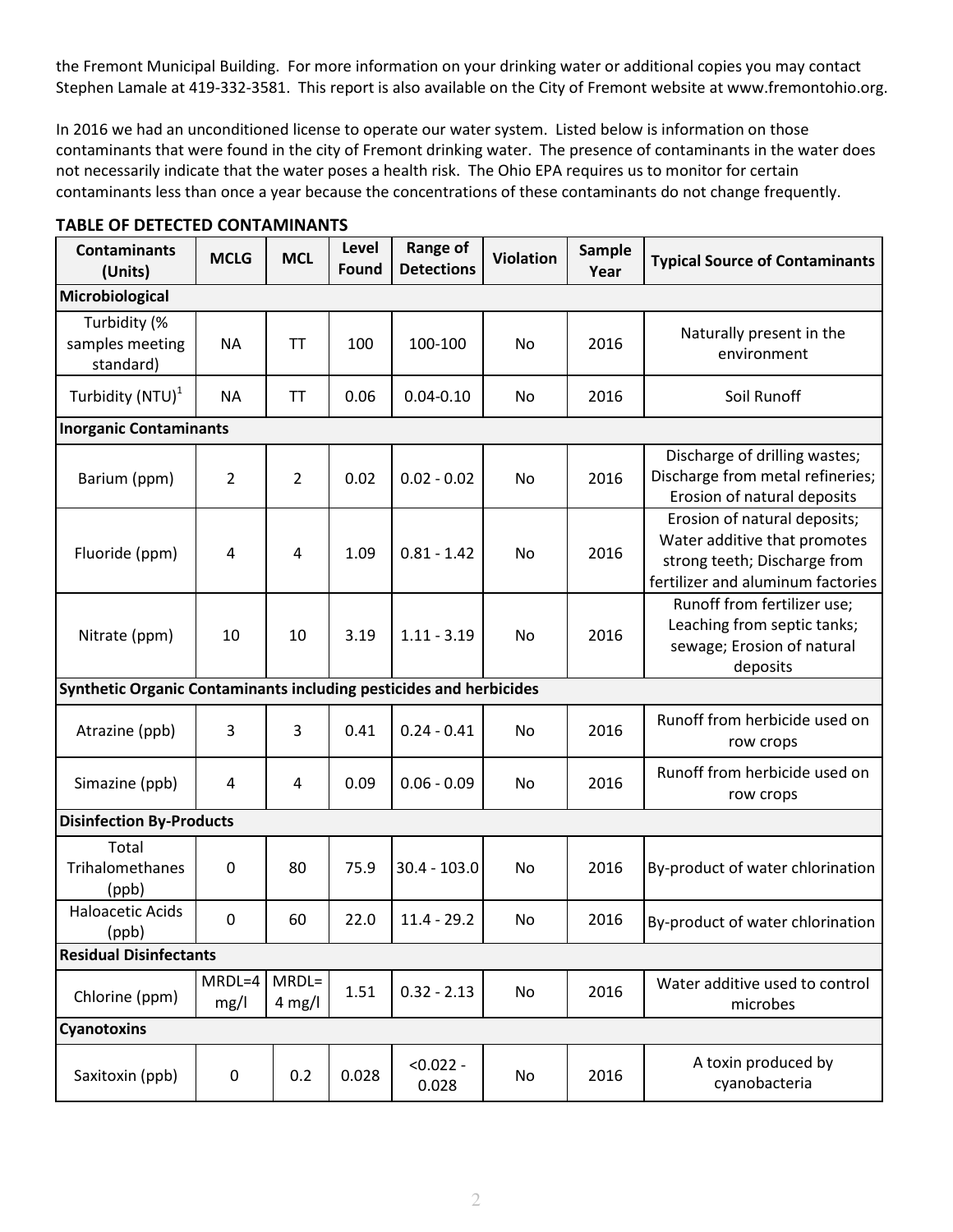the Fremont Municipal Building. For more information on your drinking water or additional copies you may contact Stephen Lamale at 419-332-3581. This report is also available on the City of Fremont website at www.fremontohio.org.

In 2016 we had an unconditioned license to operate our water system. Listed below is information on those contaminants that were found in the city of Fremont drinking water. The presence of contaminants in the water does not necessarily indicate that the water poses a health risk. The Ohio EPA requires us to monitor for certain contaminants less than once a year because the concentrations of these contaminants do not change frequently.

**TABLE OF DETECTED CONTAMINANTS**

| Contaminants (Units) | MCLG | MCL | Level Found | Range of Detections | Violation | Sample Year | Typical Source of Contaminants |
|---|---|---|---|---|---|---|---|
| **Microbiological** | | | | | | | |
| Turbidity (% samples meeting standard) | NA | TT | 100 | 100-100 | No | 2016 | Naturally present in the environment |
| Turbidity (NTU)[1] | NA | TT | 0.06 | 0.04-0.10 | No | 2016 | Soil Runoff |
| **Inorganic Contaminants** | | | | | | | |
| Barium (ppm) | 2 | 2 | 0.02 | 0.02 - 0.02 | No | 2016 | Discharge of drilling wastes; Discharge from metal refineries; Erosion of natural deposits |
| Fluoride (ppm) | 4 | 4 | 1.09 | 0.81 - 1.42 | No | 2016 | Erosion of natural deposits; Water additive that promotes strong teeth; Discharge from fertilizer and aluminum factories |
| Nitrate (ppm) | 10 | 10 | 3.19 | 1.11 - 3.19 | No | 2016 | Runoff from fertilizer use; Leaching from septic tanks; sewage; Erosion of natural deposits |
| **Synthetic Organic Contaminants including pesticides and herbicides** | | | | | | | |
| Atrazine (ppb) | 3 | 3 | 0.41 | 0.24 - 0.41 | No | 2016 | Runoff from herbicide used on row crops |
| Simazine (ppb) | 4 | 4 | 0.09 | 0.06 - 0.09 | No | 2016 | Runoff from herbicide used on row crops |
| **Disinfection By-Products** | | | | | | | |
| Total Trihalomethanes (ppb) | 0 | 80 | 75.9 | 30.4 - 103.0 | No | 2016 | By-product of water chlorination |
| Haloacetic Acids (ppb) | 0 | 60 | 22.0 | 11.4 - 29.2 | No | 2016 | By-product of water chlorination |
| **Residual Disinfectants** | | | | | | | |
| Chlorine (ppm) | MRDL=4 mg/l | MRDL= 4 mg/l | 1.51 | 0.32 - 2.13 | No | 2016 | Water additive used to control microbes |
| **Cyanotoxins** | | | | | | | |
| Saxitoxin (ppb) | 0 | 0.2 | 0.028 | <0.022 - 0.028 | No | 2016 | A toxin produced by cyanobacteria |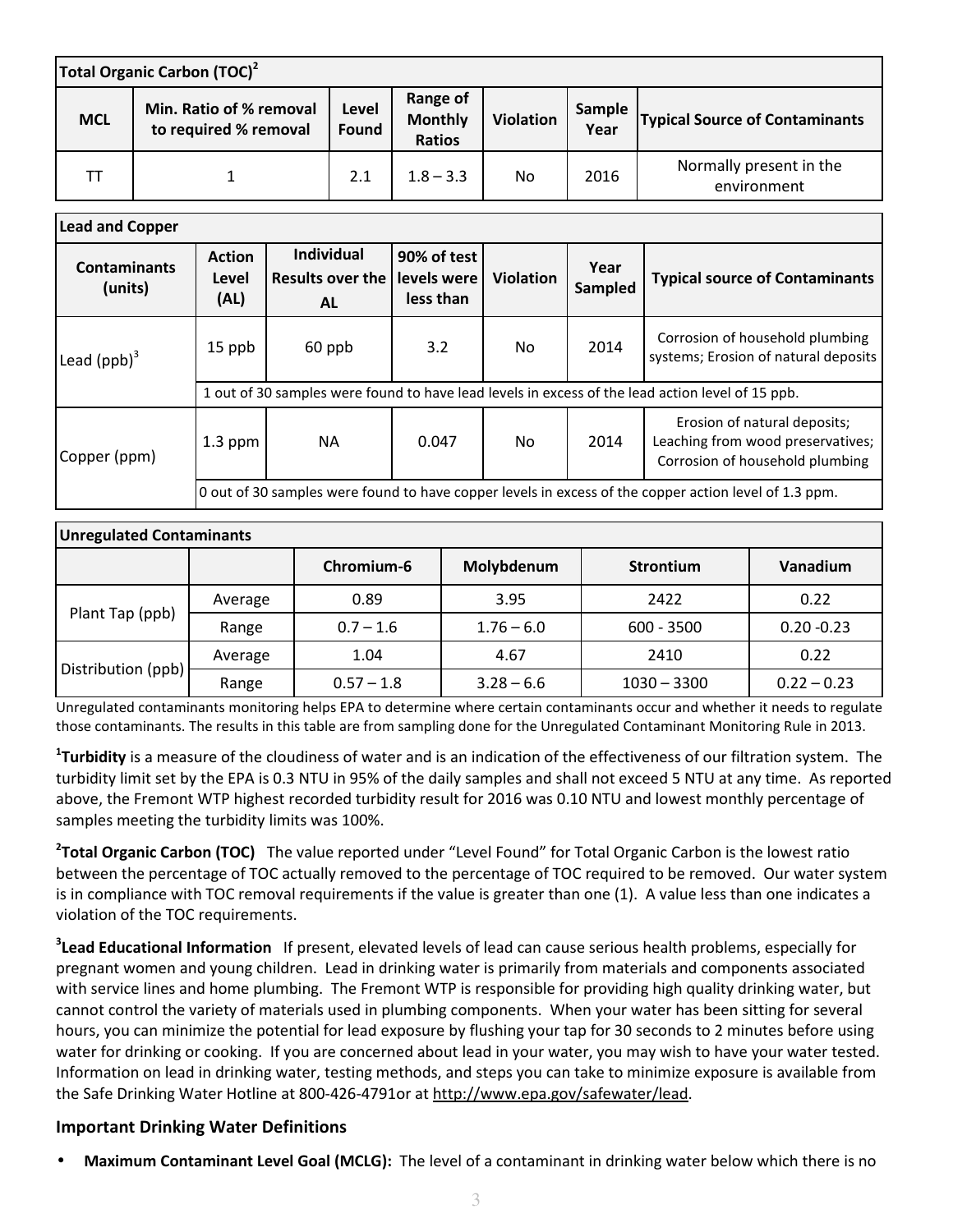| Total Organic Carbon (TOC)[2] | | | | | | |
|---|---|---|---|---|---|---|
| MCL | Min. Ratio of % removal to required % removal | Level Found | Range of Monthly Ratios | Violation | Sample Year | Typical Source of Contaminants |
| TT | 1 | 2.1 | 1.8 – 3.3 | No | 2016 | Normally present in the environment |

| Lead and Copper | | | | | | |
|---|---|---|---|---|---|---|
| Contaminants (units) | Action Level (AL) | Individual Results over the AL | 90% of test levels were less than | Violation | Year Sampled | Typical source of Contaminants |
| Lead (ppb)[3] | 15 ppb | 60 ppb | 3.2 | No | 2014 | Corrosion of household plumbing systems; Erosion of natural deposits |
| | 1 out of 30 samples were found to have lead levels in excess of the lead action level of 15 ppb. | | | | | |
| Copper (ppm) | 1.3 ppm | NA | 0.047 | No | 2014 | Erosion of natural deposits; Leaching from wood preservatives; Corrosion of household plumbing |
| | 0 out of 30 samples were found to have copper levels in excess of the copper action level of 1.3 ppm. | | | | | |

| Unregulated Contaminants | | | | | |
|---|---|---|---|---|---|
| | | Chromium-6 | Molybdenum | Strontium | Vanadium |
| Plant Tap (ppb) | Average | 0.89 | 3.95 | 2422 | 0.22 |
| | Range | 0.7 – 1.6 | 1.76 – 6.0 | 600 - 3500 | 0.20 -0.23 |
| Distribution (ppb) | Average | 1.04 | 4.67 | 2410 | 0.22 |
| | Range | 0.57 – 1.8 | 3.28 – 6.6 | 1030 – 3300 | 0.22 – 0.23 |

Unregulated contaminants monitoring helps EPA to determine where certain contaminants occur and whether it needs to regulate those contaminants. The results in this table are from sampling done for the Unregulated Contaminant Monitoring Rule in 2013.

[1]**Turbidity** is a measure of the cloudiness of water and is an indication of the effectiveness of our filtration system. The turbidity limit set by the EPA is 0.3 NTU in 95% of the daily samples and shall not exceed 5 NTU at any time. As reported above, the Fremont WTP highest recorded turbidity result for 2016 was 0.10 NTU and lowest monthly percentage of samples meeting the turbidity limits was 100%.

[2]**Total Organic Carbon (TOC)** The value reported under "Level Found" for Total Organic Carbon is the lowest ratio between the percentage of TOC actually removed to the percentage of TOC required to be removed. Our water system is in compliance with TOC removal requirements if the value is greater than one (1). A value less than one indicates a violation of the TOC requirements.

[3]**Lead Educational Information** If present, elevated levels of lead can cause serious health problems, especially for pregnant women and young children. Lead in drinking water is primarily from materials and components associated with service lines and home plumbing. The Fremont WTP is responsible for providing high quality drinking water, but cannot control the variety of materials used in plumbing components. When your water has been sitting for several hours, you can minimize the potential for lead exposure by flushing your tap for 30 seconds to 2 minutes before using water for drinking or cooking. If you are concerned about lead in your water, you may wish to have your water tested. Information on lead in drinking water, testing methods, and steps you can take to minimize exposure is available from the Safe Drinking Water Hotline at 800-426-4791or at http://www.epa.gov/safewater/lead.

### Important Drinking Water Definitions

- **Maximum Contaminant Level Goal (MCLG):** The level of a contaminant in drinking water below which there is no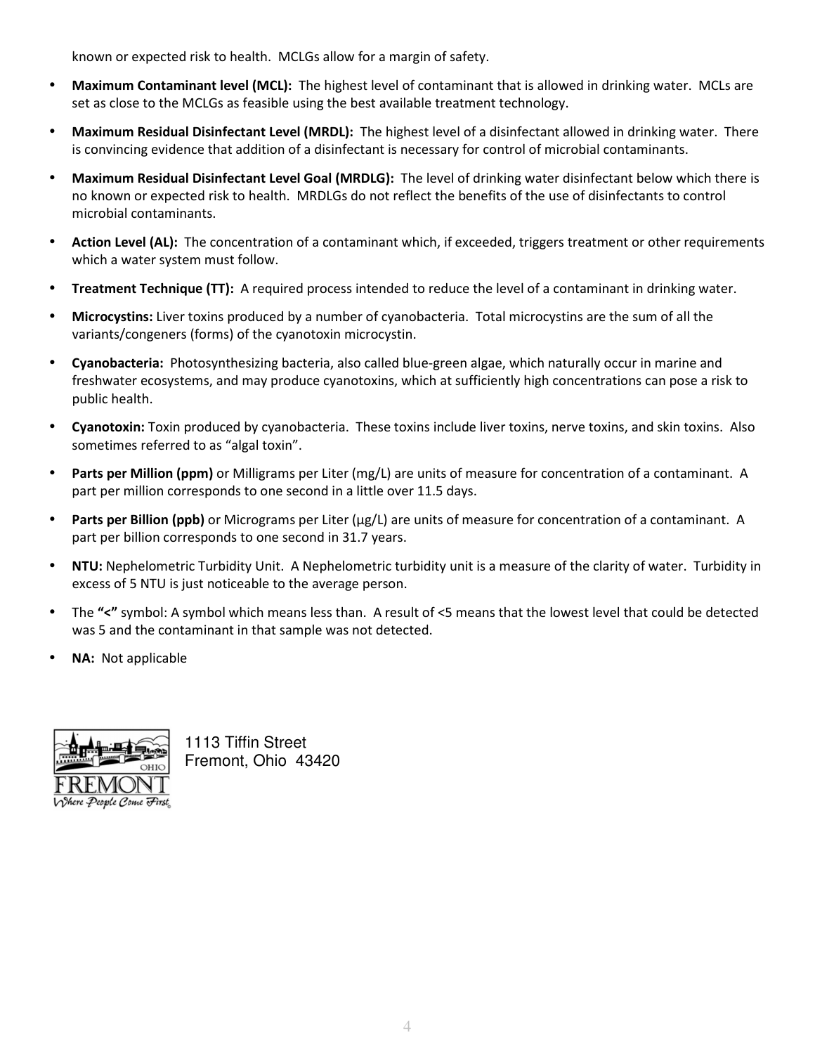known or expected risk to health. MCLGs allow for a margin of safety.

- **Maximum Contaminant level (MCL):** The highest level of contaminant that is allowed in drinking water. MCLs are set as close to the MCLGs as feasible using the best available treatment technology.
- **Maximum Residual Disinfectant Level (MRDL):** The highest level of a disinfectant allowed in drinking water. There is convincing evidence that addition of a disinfectant is necessary for control of microbial contaminants.
- **Maximum Residual Disinfectant Level Goal (MRDLG):** The level of drinking water disinfectant below which there is no known or expected risk to health. MRDLGs do not reflect the benefits of the use of disinfectants to control microbial contaminants.
- **Action Level (AL):** The concentration of a contaminant which, if exceeded, triggers treatment or other requirements which a water system must follow.
- **Treatment Technique (TT):** A required process intended to reduce the level of a contaminant in drinking water.
- **Microcystins:** Liver toxins produced by a number of cyanobacteria. Total microcystins are the sum of all the variants/congeners (forms) of the cyanotoxin microcystin.
- **Cyanobacteria:** Photosynthesizing bacteria, also called blue-green algae, which naturally occur in marine and freshwater ecosystems, and may produce cyanotoxins, which at sufficiently high concentrations can pose a risk to public health.
- **Cyanotoxin:** Toxin produced by cyanobacteria. These toxins include liver toxins, nerve toxins, and skin toxins. Also sometimes referred to as "algal toxin".
- **Parts per Million (ppm)** or Milligrams per Liter (mg/L) are units of measure for concentration of a contaminant. A part per million corresponds to one second in a little over 11.5 days.
- **Parts per Billion (ppb)** or Micrograms per Liter (µg/L) are units of measure for concentration of a contaminant. A part per billion corresponds to one second in 31.7 years.
- **NTU:** Nephelometric Turbidity Unit. A Nephelometric turbidity unit is a measure of the clarity of water. Turbidity in excess of 5 NTU is just noticeable to the average person.
- The **"<"** symbol: A symbol which means less than. A result of <5 means that the lowest level that could be detected was 5 and the contaminant in that sample was not detected.
- **NA:** Not applicable

FREMONT OHIO
Where People Come First

1113 Tiffin Street
Fremont, Ohio 43420